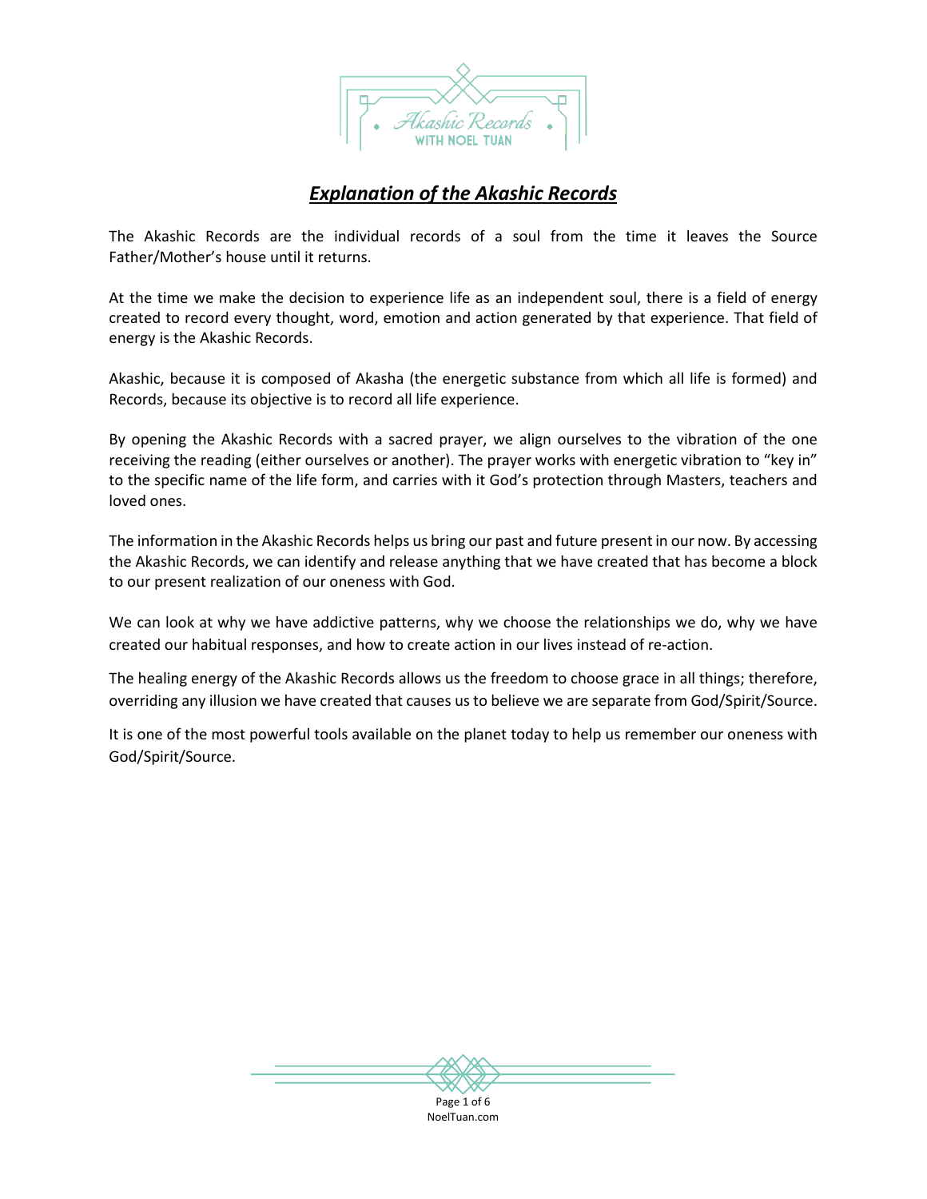# ***Explanation of the Akashic Records***

The Akashic Records are the individual records of a soul from the time it leaves the Source Father/Mother's house until it returns.

At the time we make the decision to experience life as an independent soul, there is a field of energy created to record every thought, word, emotion and action generated by that experience. That field of energy is the Akashic Records.

Akashic, because it is composed of Akasha (the energetic substance from which all life is formed) and Records, because its objective is to record all life experience.

By opening the Akashic Records with a sacred prayer, we align ourselves to the vibration of the one receiving the reading (either ourselves or another). The prayer works with energetic vibration to "key in" to the specific name of the life form, and carries with it God's protection through Masters, teachers and loved ones.

The information in the Akashic Records helps us bring our past and future present in our now. By accessing the Akashic Records, we can identify and release anything that we have created that has become a block to our present realization of our oneness with God.

We can look at why we have addictive patterns, why we choose the relationships we do, why we have created our habitual responses, and how to create action in our lives instead of re-action.

The healing energy of the Akashic Records allows us the freedom to choose grace in all things; therefore, overriding any illusion we have created that causes us to believe we are separate from God/Spirit/Source.

It is one of the most powerful tools available on the planet today to help us remember our oneness with God/Spirit/Source.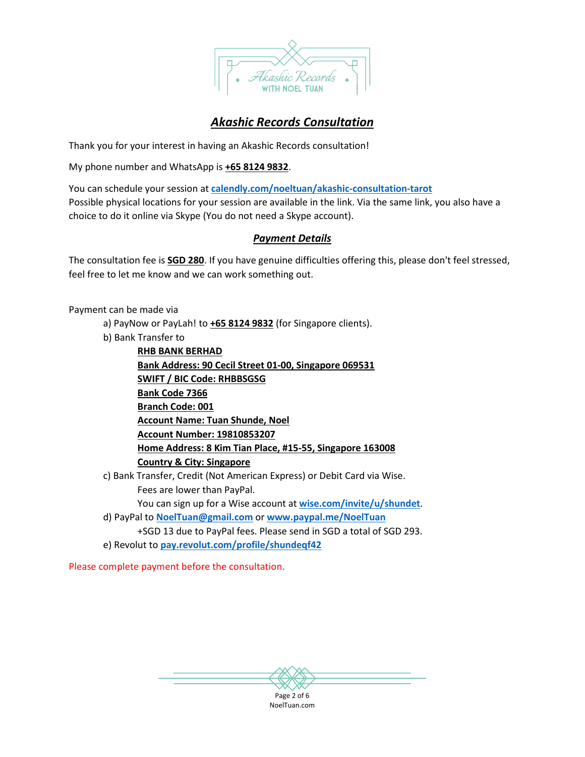# *Akashic Records Consultation*

Thank you for your interest in having an Akashic Records consultation!

My phone number and WhatsApp is **+65 8124 9832**.

You can schedule your session at **calendly.com/noeltuan/akashic-consultation-tarot**
Possible physical locations for your session are available in the link. Via the same link, you also have a choice to do it online via Skype (You do not need a Skype account).

## *Payment Details*

The consultation fee is **SGD 280**. If you have genuine difficulties offering this, please don't feel stressed, feel free to let me know and we can work something out.

Payment can be made via

a) PayNow or PayLah! to **+65 8124 9832** (for Singapore clients).

b) Bank Transfer to

   **RHB BANK BERHAD**
   **Bank Address: 90 Cecil Street 01-00, Singapore 069531**
   **SWIFT / BIC Code: RHBBSGSG**
   **Bank Code 7366**
   **Branch Code: 001**
   **Account Name: Tuan Shunde, Noel**
   **Account Number: 19810853207**
   **Home Address: 8 Kim Tian Place, #15-55, Singapore 163008**
   **Country & City: Singapore**

c) Bank Transfer, Credit (Not American Express) or Debit Card via Wise.
   Fees are lower than PayPal.
   You can sign up for a Wise account at **wise.com/invite/u/shundet**.

d) PayPal to **NoelTuan@gmail.com** or **www.paypal.me/NoelTuan**
   +SGD 13 due to PayPal fees. Please send in SGD a total of SGD 293.

e) Revolut to **pay.revolut.com/profile/shundeqf42**

Please complete payment before the consultation.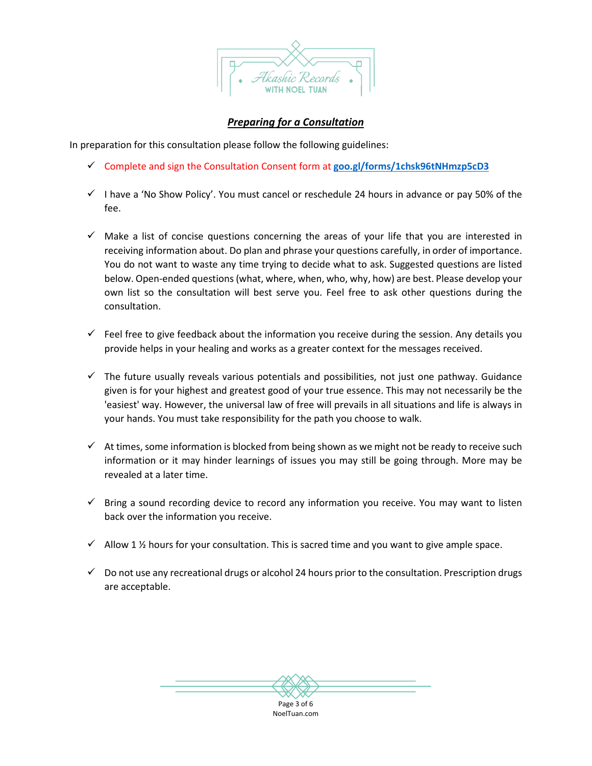## ***Preparing for a Consultation***

In preparation for this consultation please follow the following guidelines:

- ✓ Complete and sign the Consultation Consent form at **goo.gl/forms/1chsk96tNHmzp5cD3**

- ✓ I have a 'No Show Policy'. You must cancel or reschedule 24 hours in advance or pay 50% of the fee.

- ✓ Make a list of concise questions concerning the areas of your life that you are interested in receiving information about. Do plan and phrase your questions carefully, in order of importance. You do not want to waste any time trying to decide what to ask. Suggested questions are listed below. Open-ended questions (what, where, when, who, why, how) are best. Please develop your own list so the consultation will best serve you. Feel free to ask other questions during the consultation.

- ✓ Feel free to give feedback about the information you receive during the session. Any details you provide helps in your healing and works as a greater context for the messages received.

- ✓ The future usually reveals various potentials and possibilities, not just one pathway. Guidance given is for your highest and greatest good of your true essence. This may not necessarily be the 'easiest' way. However, the universal law of free will prevails in all situations and life is always in your hands. You must take responsibility for the path you choose to walk.

- ✓ At times, some information is blocked from being shown as we might not be ready to receive such information or it may hinder learnings of issues you may still be going through. More may be revealed at a later time.

- ✓ Bring a sound recording device to record any information you receive. You may want to listen back over the information you receive.

- ✓ Allow 1 ½ hours for your consultation. This is sacred time and you want to give ample space.

- ✓ Do not use any recreational drugs or alcohol 24 hours prior to the consultation. Prescription drugs are acceptable.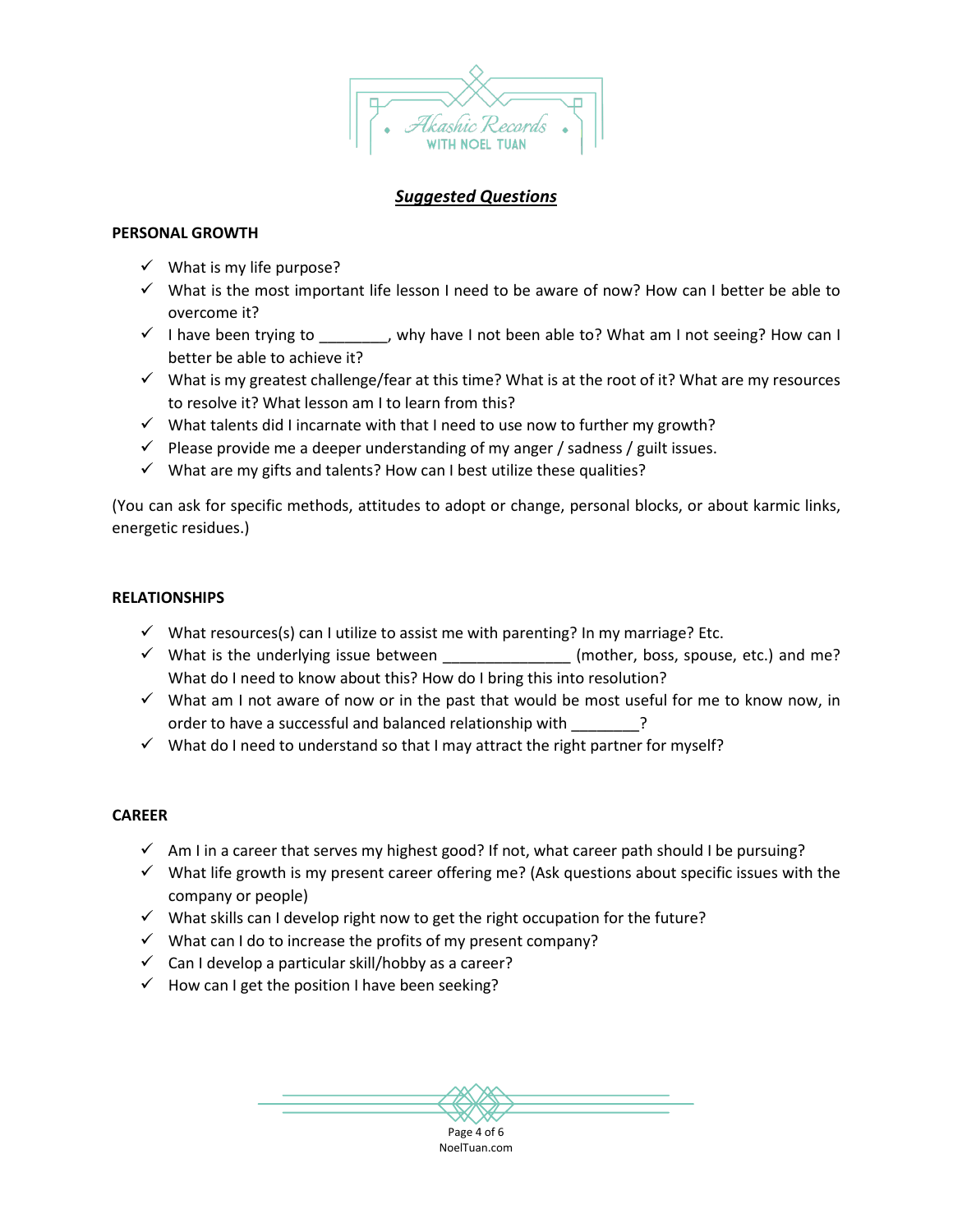## ***Suggested Questions***

### PERSONAL GROWTH

- ✓ What is my life purpose?
- ✓ What is the most important life lesson I need to be aware of now? How can I better be able to overcome it?
- ✓ I have been trying to ________, why have I not been able to? What am I not seeing? How can I better be able to achieve it?
- ✓ What is my greatest challenge/fear at this time? What is at the root of it? What are my resources to resolve it? What lesson am I to learn from this?
- ✓ What talents did I incarnate with that I need to use now to further my growth?
- ✓ Please provide me a deeper understanding of my anger / sadness / guilt issues.
- ✓ What are my gifts and talents? How can I best utilize these qualities?

(You can ask for specific methods, attitudes to adopt or change, personal blocks, or about karmic links, energetic residues.)

### RELATIONSHIPS

- ✓ What resources(s) can I utilize to assist me with parenting? In my marriage? Etc.
- ✓ What is the underlying issue between _______________ (mother, boss, spouse, etc.) and me? What do I need to know about this? How do I bring this into resolution?
- ✓ What am I not aware of now or in the past that would be most useful for me to know now, in order to have a successful and balanced relationship with ________?
- ✓ What do I need to understand so that I may attract the right partner for myself?

### CAREER

- ✓ Am I in a career that serves my highest good? If not, what career path should I be pursuing?
- ✓ What life growth is my present career offering me? (Ask questions about specific issues with the company or people)
- ✓ What skills can I develop right now to get the right occupation for the future?
- ✓ What can I do to increase the profits of my present company?
- ✓ Can I develop a particular skill/hobby as a career?
- ✓ How can I get the position I have been seeking?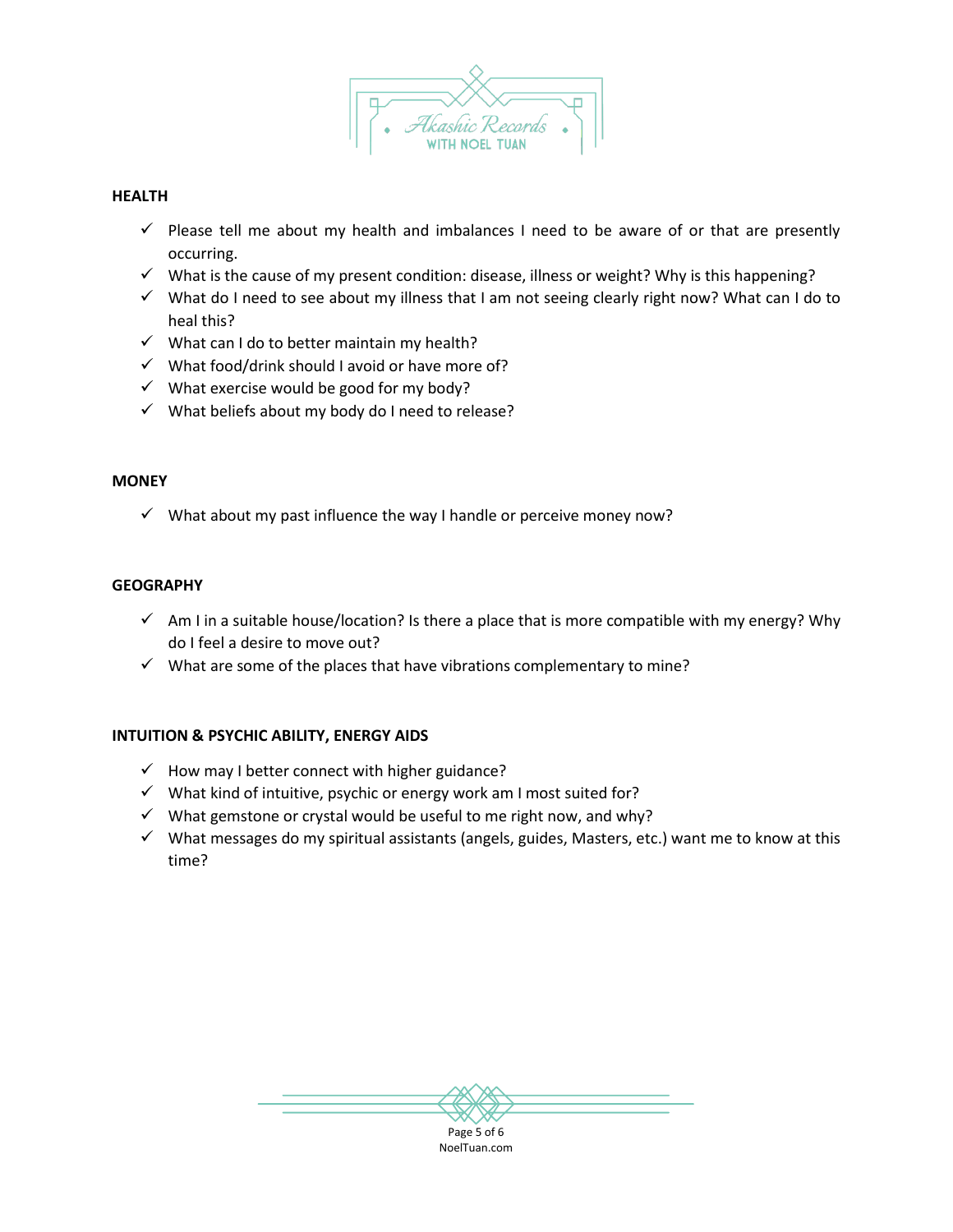**HEALTH**

- ✓ Please tell me about my health and imbalances I need to be aware of or that are presently occurring.
- ✓ What is the cause of my present condition: disease, illness or weight? Why is this happening?
- ✓ What do I need to see about my illness that I am not seeing clearly right now? What can I do to heal this?
- ✓ What can I do to better maintain my health?
- ✓ What food/drink should I avoid or have more of?
- ✓ What exercise would be good for my body?
- ✓ What beliefs about my body do I need to release?

**MONEY**

- ✓ What about my past influence the way I handle or perceive money now?

**GEOGRAPHY**

- ✓ Am I in a suitable house/location? Is there a place that is more compatible with my energy? Why do I feel a desire to move out?
- ✓ What are some of the places that have vibrations complementary to mine?

**INTUITION & PSYCHIC ABILITY, ENERGY AIDS**

- ✓ How may I better connect with higher guidance?
- ✓ What kind of intuitive, psychic or energy work am I most suited for?
- ✓ What gemstone or crystal would be useful to me right now, and why?
- ✓ What messages do my spiritual assistants (angels, guides, Masters, etc.) want me to know at this time?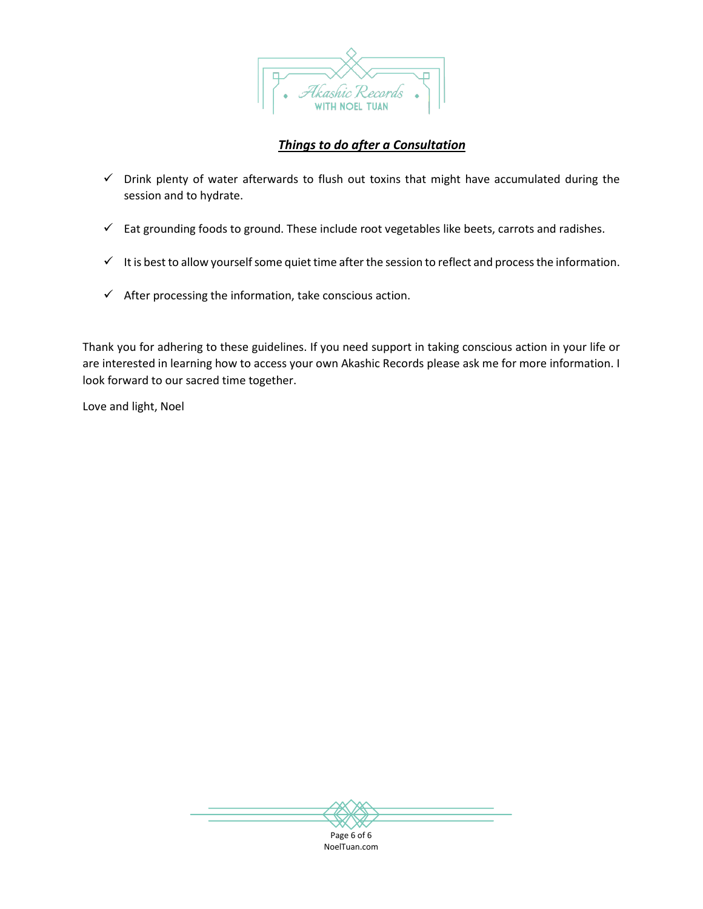***Things to do after a Consultation***

- ✓ Drink plenty of water afterwards to flush out toxins that might have accumulated during the session and to hydrate.
- ✓ Eat grounding foods to ground. These include root vegetables like beets, carrots and radishes.
- ✓ It is best to allow yourself some quiet time after the session to reflect and process the information.
- ✓ After processing the information, take conscious action.

Thank you for adhering to these guidelines. If you need support in taking conscious action in your life or are interested in learning how to access your own Akashic Records please ask me for more information. I look forward to our sacred time together.

Love and light, Noel